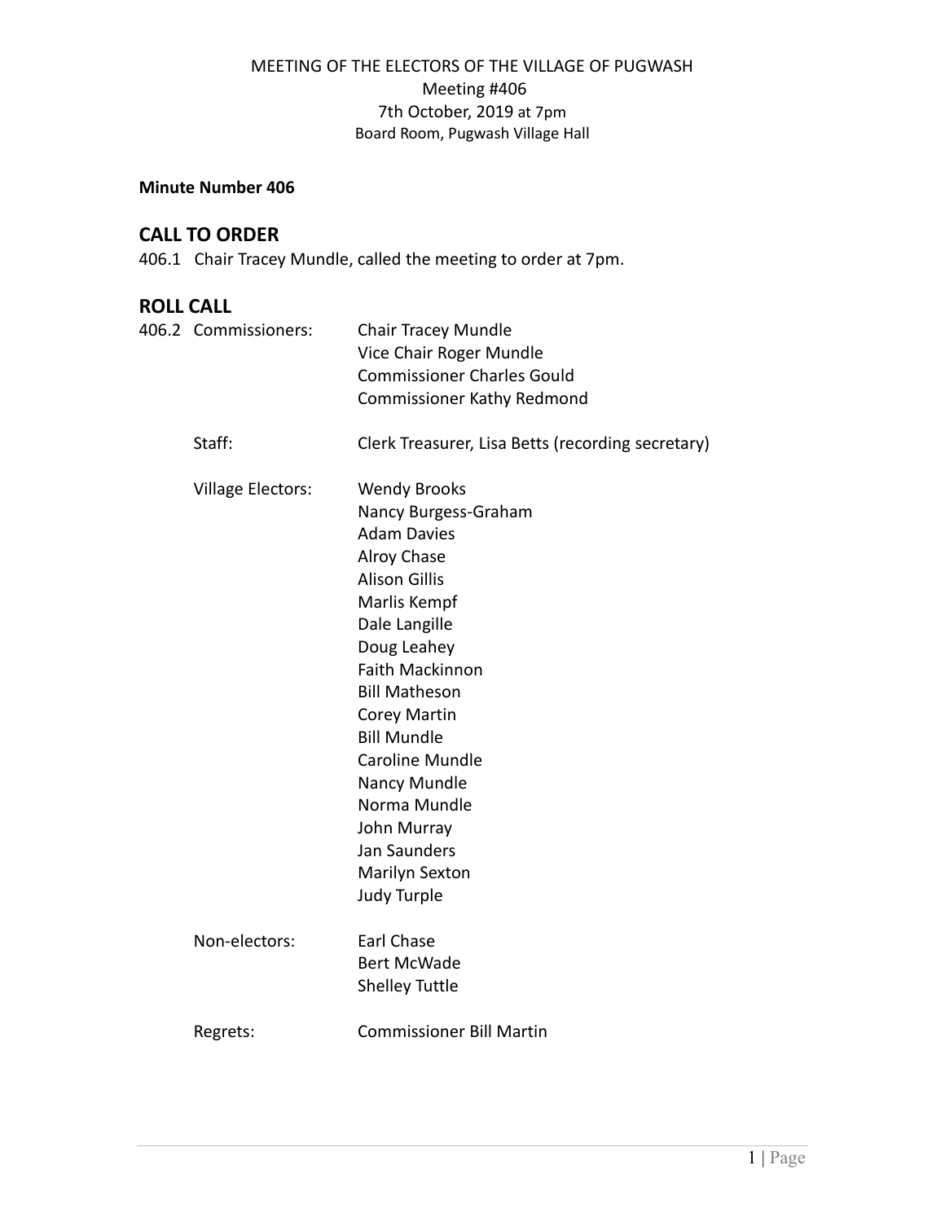MEETING OF THE ELECTORS OF THE VILLAGE OF PUGWASH
Meeting #406
7th October, 2019 at 7pm
Board Room, Pugwash Village Hall

**Minute Number 406**

## CALL TO ORDER

406.1 Chair Tracey Mundle, called the meeting to order at 7pm.

## ROLL CALL

406.2 Commissioners:
- Chair Tracey Mundle
- Vice Chair Roger Mundle
- Commissioner Charles Gould
- Commissioner Kathy Redmond

Staff:
- Clerk Treasurer, Lisa Betts (recording secretary)

Village Electors:
- Wendy Brooks
- Nancy Burgess-Graham
- Adam Davies
- Alroy Chase
- Alison Gillis
- Marlis Kempf
- Dale Langille
- Doug Leahey
- Faith Mackinnon
- Bill Matheson
- Corey Martin
- Bill Mundle
- Caroline Mundle
- Nancy Mundle
- Norma Mundle
- John Murray
- Jan Saunders
- Marilyn Sexton
- Judy Turple

Non-electors:
- Earl Chase
- Bert McWade
- Shelley Tuttle

Regrets:
- Commissioner Bill Martin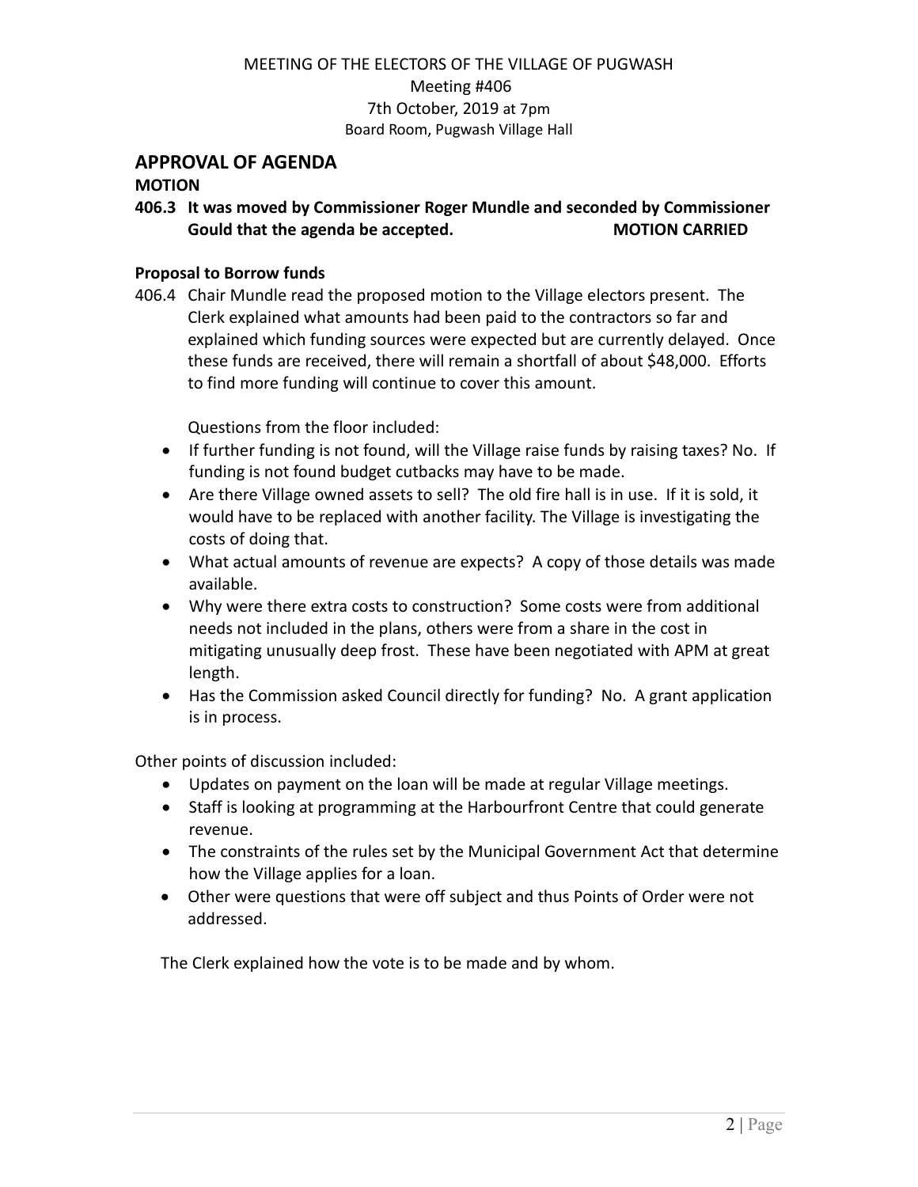MEETING OF THE ELECTORS OF THE VILLAGE OF PUGWASH
Meeting #406
7th October, 2019 at 7pm
Board Room, Pugwash Village Hall

## APPROVAL OF AGENDA

**MOTION**

**406.3 It was moved by Commissioner Roger Mundle and seconded by Commissioner Gould that the agenda be accepted. MOTION CARRIED**

**Proposal to Borrow funds**

406.4 Chair Mundle read the proposed motion to the Village electors present. The Clerk explained what amounts had been paid to the contractors so far and explained which funding sources were expected but are currently delayed. Once these funds are received, there will remain a shortfall of about $48,000. Efforts to find more funding will continue to cover this amount.

Questions from the floor included:

- If further funding is not found, will the Village raise funds by raising taxes? No. If funding is not found budget cutbacks may have to be made.
- Are there Village owned assets to sell? The old fire hall is in use. If it is sold, it would have to be replaced with another facility. The Village is investigating the costs of doing that.
- What actual amounts of revenue are expects? A copy of those details was made available.
- Why were there extra costs to construction? Some costs were from additional needs not included in the plans, others were from a share in the cost in mitigating unusually deep frost. These have been negotiated with APM at great length.
- Has the Commission asked Council directly for funding? No. A grant application is in process.

Other points of discussion included:

- Updates on payment on the loan will be made at regular Village meetings.
- Staff is looking at programming at the Harbourfront Centre that could generate revenue.
- The constraints of the rules set by the Municipal Government Act that determine how the Village applies for a loan.
- Other were questions that were off subject and thus Points of Order were not addressed.

The Clerk explained how the vote is to be made and by whom.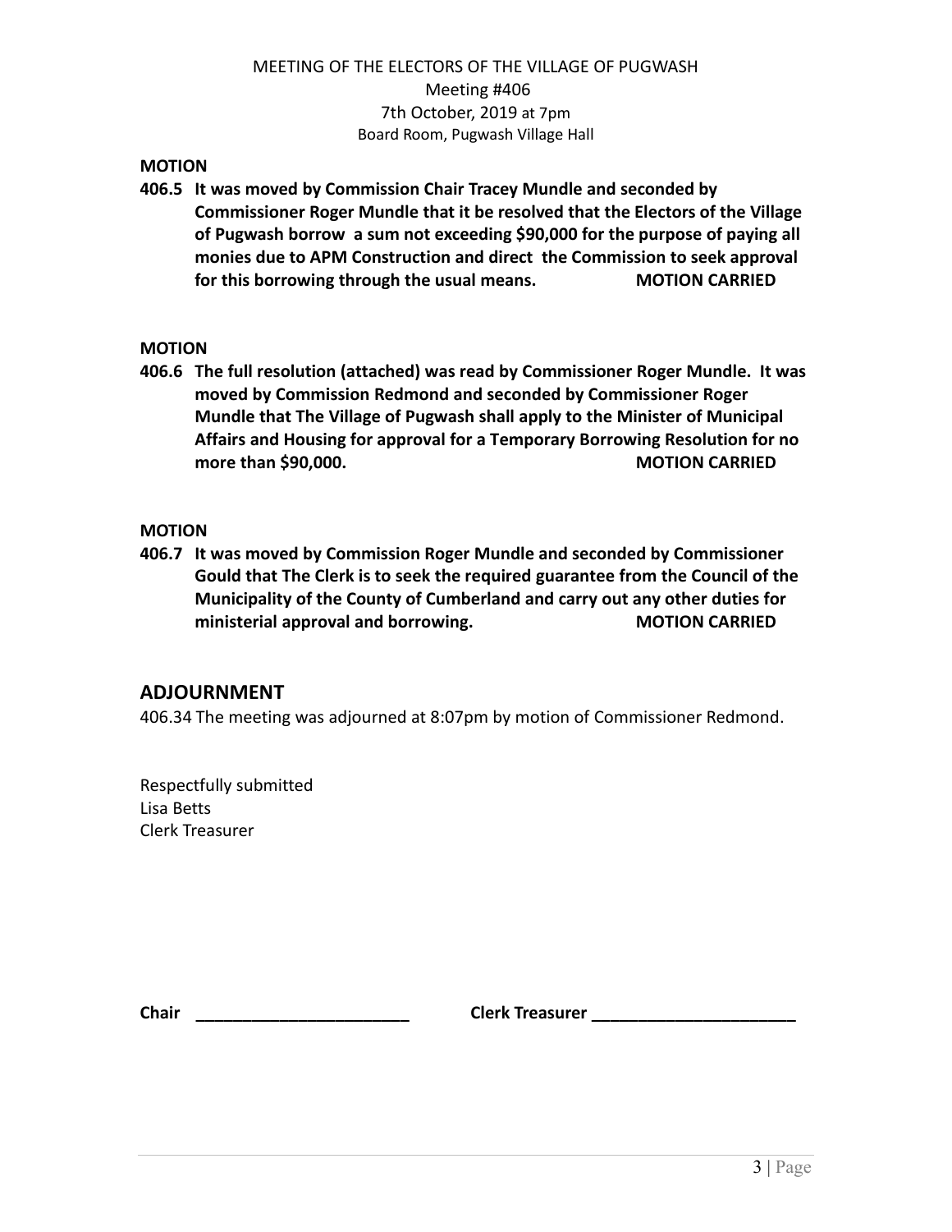MEETING OF THE ELECTORS OF THE VILLAGE OF PUGWASH
Meeting #406
7th October, 2019 at 7pm
Board Room, Pugwash Village Hall

**MOTION**

**406.5 It was moved by Commission Chair Tracey Mundle and seconded by Commissioner Roger Mundle that it be resolved that the Electors of the Village of Pugwash borrow a sum not exceeding $90,000 for the purpose of paying all monies due to APM Construction and direct the Commission to seek approval for this borrowing through the usual means. MOTION CARRIED**

**MOTION**

**406.6 The full resolution (attached) was read by Commissioner Roger Mundle. It was moved by Commission Redmond and seconded by Commissioner Roger Mundle that The Village of Pugwash shall apply to the Minister of Municipal Affairs and Housing for approval for a Temporary Borrowing Resolution for no more than $90,000. MOTION CARRIED**

**MOTION**

**406.7 It was moved by Commission Roger Mundle and seconded by Commissioner Gould that The Clerk is to seek the required guarantee from the Council of the Municipality of the County of Cumberland and carry out any other duties for ministerial approval and borrowing. MOTION CARRIED**

## ADJOURNMENT

406.34 The meeting was adjourned at 8:07pm by motion of Commissioner Redmond.

Respectfully submitted
Lisa Betts
Clerk Treasurer

**Chair _______________________ Clerk Treasurer _____________________**